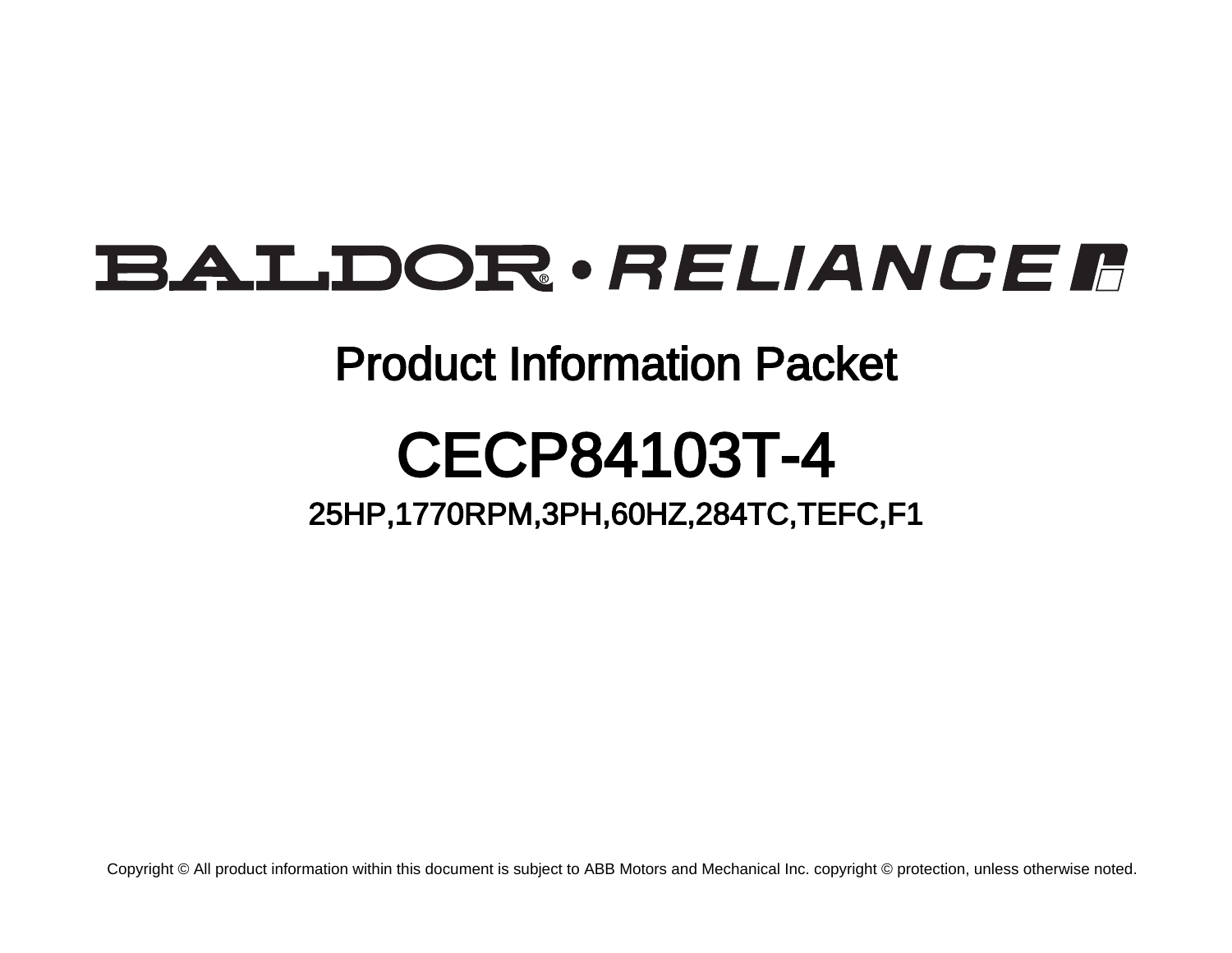BALDOR® • RELIANCE

# Product Information Packet

# CECP84103T-4

## 25HP,1770RPM,3PH,60HZ,284TC,TEFC,F1

Copyright © All product information within this document is subject to ABB Motors and Mechanical Inc. copyright © protection, unless otherwise noted.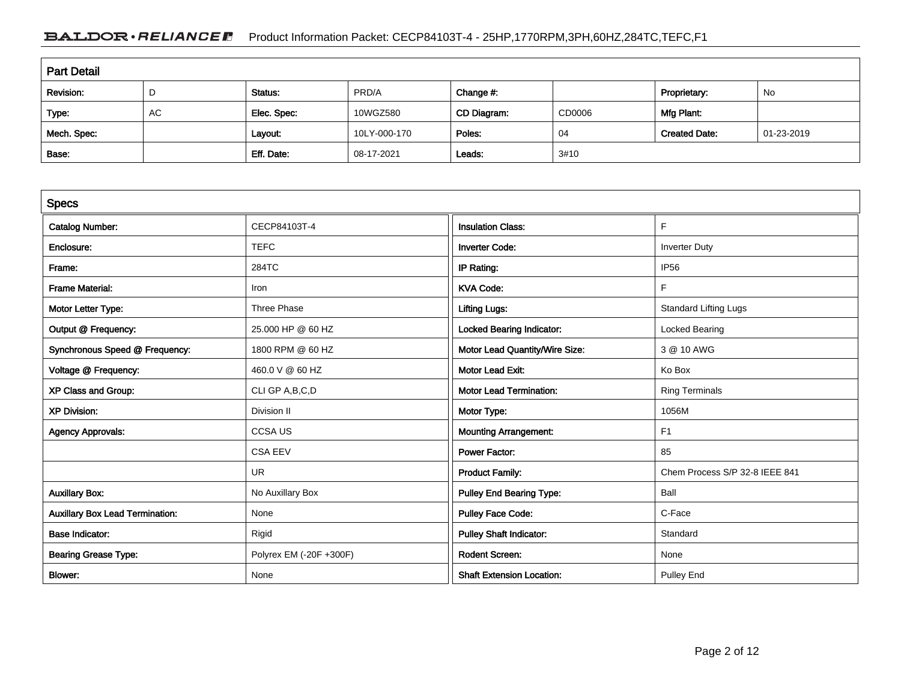## Part Detail

| Revision: | D | Status: | PRD/A | Change #: | | Proprietary: | No |
|---|---|---|---|---|---|---|---|
| Type: | AC | Elec. Spec: | 10WGZ580 | CD Diagram: | CD0006 | Mfg Plant: | |
| Mech. Spec: | | Layout: | 10LY-000-170 | Poles: | 04 | Created Date: | 01-23-2019 |
| Base: | | Eff. Date: | 08-17-2021 | Leads: | 3#10 | | |

## Specs

| Catalog Number: | CECP84103T-4 | Insulation Class: | F |
|---|---|---|---|
| Enclosure: | TEFC | Inverter Code: | Inverter Duty |
| Frame: | 284TC | IP Rating: | IP56 |
| Frame Material: | Iron | KVA Code: | F |
| Motor Letter Type: | Three Phase | Lifting Lugs: | Standard Lifting Lugs |
| Output @ Frequency: | 25.000 HP @ 60 HZ | Locked Bearing Indicator: | Locked Bearing |
| Synchronous Speed @ Frequency: | 1800 RPM @ 60 HZ | Motor Lead Quantity/Wire Size: | 3 @ 10 AWG |
| Voltage @ Frequency: | 460.0 V @ 60 HZ | Motor Lead Exit: | Ko Box |
| XP Class and Group: | CLI GP A,B,C,D | Motor Lead Termination: | Ring Terminals |
| XP Division: | Division II | Motor Type: | 1056M |
| Agency Approvals: | CCSA US | Mounting Arrangement: | F1 |
| | CSA EEV | Power Factor: | 85 |
| | UR | Product Family: | Chem Process S/P 32-8 IEEE 841 |
| Auxillary Box: | No Auxillary Box | Pulley End Bearing Type: | Ball |
| Auxillary Box Lead Termination: | None | Pulley Face Code: | C-Face |
| Base Indicator: | Rigid | Pulley Shaft Indicator: | Standard |
| Bearing Grease Type: | Polyrex EM (-20F +300F) | Rodent Screen: | None |
| Blower: | None | Shaft Extension Location: | Pulley End |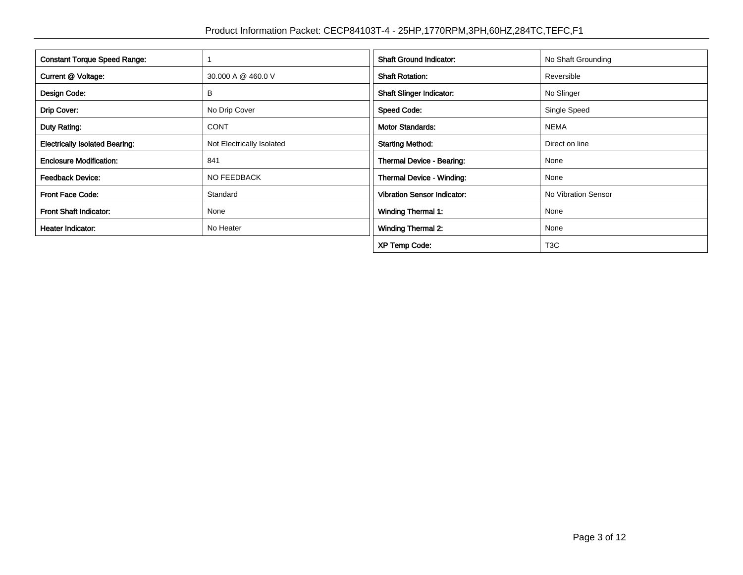| Constant Torque Speed Range: | 1 |
| --- | --- |
| Current @ Voltage: | 30.000 A @ 460.0 V |
| Design Code: | B |
| Drip Cover: | No Drip Cover |
| Duty Rating: | CONT |
| Electrically Isolated Bearing: | Not Electrically Isolated |
| Enclosure Modification: | 841 |
| Feedback Device: | NO FEEDBACK |
| Front Face Code: | Standard |
| Front Shaft Indicator: | None |
| Heater Indicator: | No Heater |

| Shaft Ground Indicator: | No Shaft Grounding |
| --- | --- |
| Shaft Rotation: | Reversible |
| Shaft Slinger Indicator: | No Slinger |
| Speed Code: | Single Speed |
| Motor Standards: | NEMA |
| Starting Method: | Direct on line |
| Thermal Device - Bearing: | None |
| Thermal Device - Winding: | None |
| Vibration Sensor Indicator: | No Vibration Sensor |
| Winding Thermal 1: | None |
| Winding Thermal 2: | None |
| XP Temp Code: | T3C |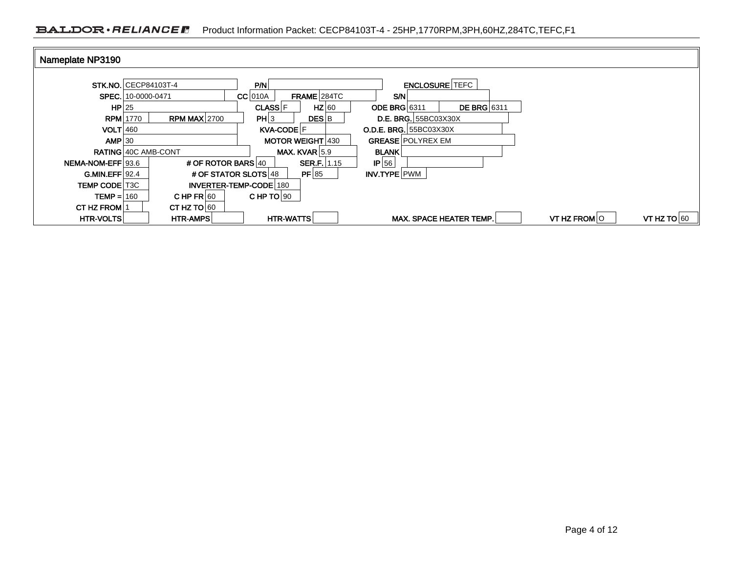## Nameplate NP3190

| Field | Value | Field | Value | Field | Value | Field | Value |
|---|---|---|---|---|---|---|---|
| STK.NO. | CECP84103T-4 | P/N | | | | ENCLOSURE | TEFC |
| SPEC. | 10-0000-0471 | CC | 010A | FRAME | 284TC | S/N | |
| HP | 25 | CLASS | F | HZ | 60 | ODE BRG | 6311 |
| | | | | | | DE BRG | 6311 |
| RPM | 1770 | RPM MAX | 2700 | PH | 3 | DES | B |
| | | | | | | D.E. BRG. | 55BC03X30X |
| VOLT | 460 | KVA-CODE | F | | | O.D.E. BRG. | 55BC03X30X |
| AMP | 30 | MOTOR WEIGHT | 430 | | | GREASE | POLYREX EM |
| RATING | 40C AMB-CONT | MAX. KVAR | 5.9 | | | BLANK | |
| NEMA-NOM-EFF | 93.6 | # OF ROTOR BARS | 40 | SER.F. | 1.15 | IP | 56 |
| G.MIN.EFF | 92.4 | # OF STATOR SLOTS | 48 | PF | 85 | INV.TYPE | PWM |
| TEMP CODE | T3C | INVERTER-TEMP-CODE | 180 | | | | |
| TEMP = | 160 | C HP FR | 60 | C HP TO | 90 | | |
| CT HZ FROM | 1 | CT HZ TO | 60 | | | | |
| HTR-VOLTS | | HTR-AMPS | | HTR-WATTS | | MAX. SPACE HEATER TEMP. | |
| VT HZ FROM | O | VT HZ TO | 60 | | | | |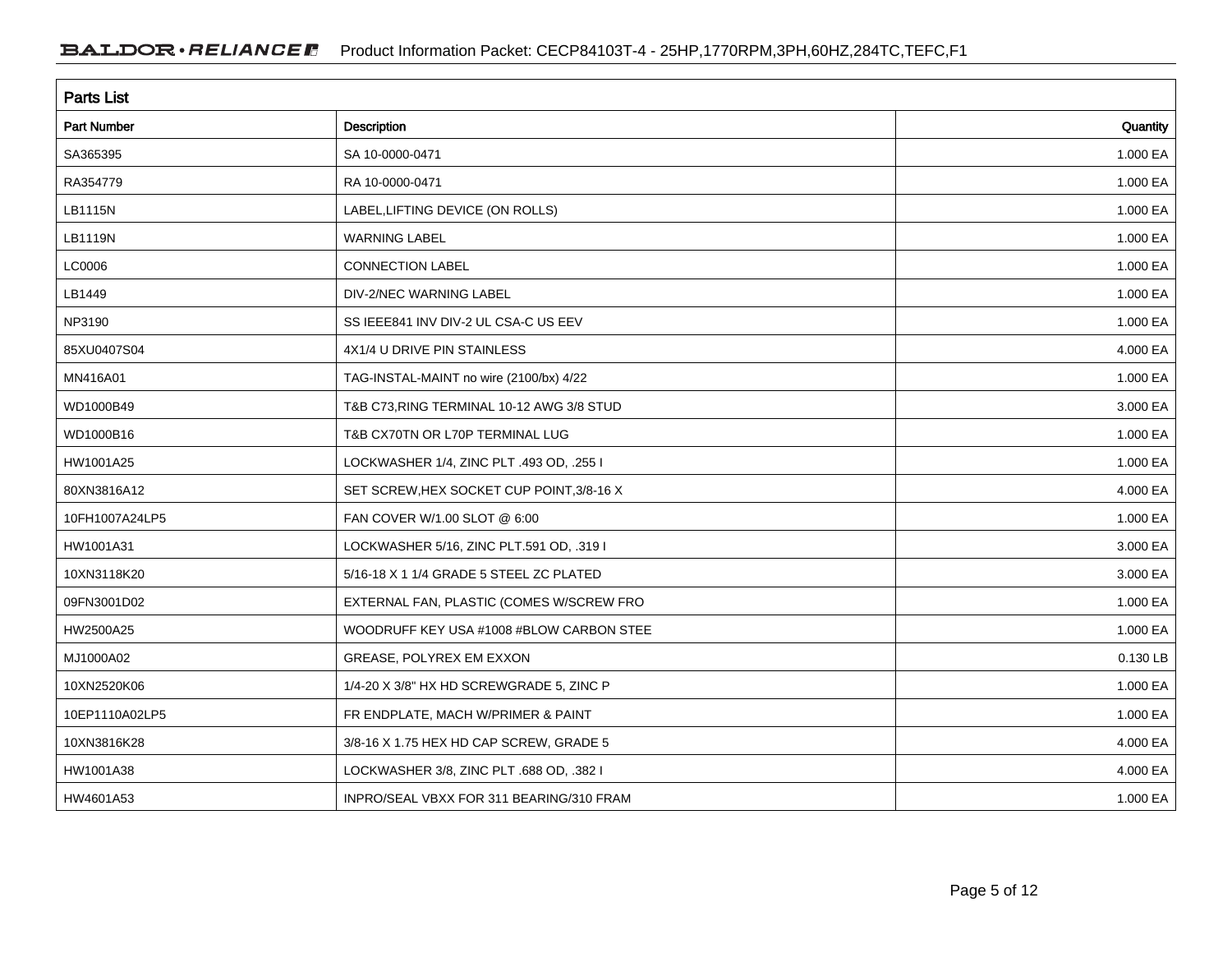## Parts List

| Part Number | Description | Quantity |
|---|---|---|
| SA365395 | SA 10-0000-0471 | 1.000 EA |
| RA354779 | RA 10-0000-0471 | 1.000 EA |
| LB1115N | LABEL,LIFTING DEVICE (ON ROLLS) | 1.000 EA |
| LB1119N | WARNING LABEL | 1.000 EA |
| LC0006 | CONNECTION LABEL | 1.000 EA |
| LB1449 | DIV-2/NEC WARNING LABEL | 1.000 EA |
| NP3190 | SS IEEE841 INV DIV-2 UL CSA-C US EEV | 1.000 EA |
| 85XU0407S04 | 4X1/4 U DRIVE PIN STAINLESS | 4.000 EA |
| MN416A01 | TAG-INSTAL-MAINT no wire (2100/bx) 4/22 | 1.000 EA |
| WD1000B49 | T&B C73,RING TERMINAL 10-12 AWG 3/8 STUD | 3.000 EA |
| WD1000B16 | T&B CX70TN OR L70P TERMINAL LUG | 1.000 EA |
| HW1001A25 | LOCKWASHER 1/4, ZINC PLT .493 OD, .255 I | 1.000 EA |
| 80XN3816A12 | SET SCREW,HEX SOCKET CUP POINT,3/8-16 X | 4.000 EA |
| 10FH1007A24LP5 | FAN COVER W/1.00 SLOT @ 6:00 | 1.000 EA |
| HW1001A31 | LOCKWASHER 5/16, ZINC PLT.591 OD, .319 I | 3.000 EA |
| 10XN3118K20 | 5/16-18 X 1 1/4 GRADE 5 STEEL ZC PLATED | 3.000 EA |
| 09FN3001D02 | EXTERNAL FAN, PLASTIC (COMES W/SCREW FRO | 1.000 EA |
| HW2500A25 | WOODRUFF KEY USA #1008 #BLOW CARBON STEE | 1.000 EA |
| MJ1000A02 | GREASE, POLYREX EM EXXON | 0.130 LB |
| 10XN2520K06 | 1/4-20 X 3/8" HX HD SCREWGRADE 5, ZINC P | 1.000 EA |
| 10EP1110A02LP5 | FR ENDPLATE, MACH W/PRIMER & PAINT | 1.000 EA |
| 10XN3816K28 | 3/8-16 X 1.75 HEX HD CAP SCREW, GRADE 5 | 4.000 EA |
| HW1001A38 | LOCKWASHER 3/8, ZINC PLT .688 OD, .382 I | 4.000 EA |
| HW4601A53 | INPRO/SEAL VBXX FOR 311 BEARING/310 FRAM | 1.000 EA |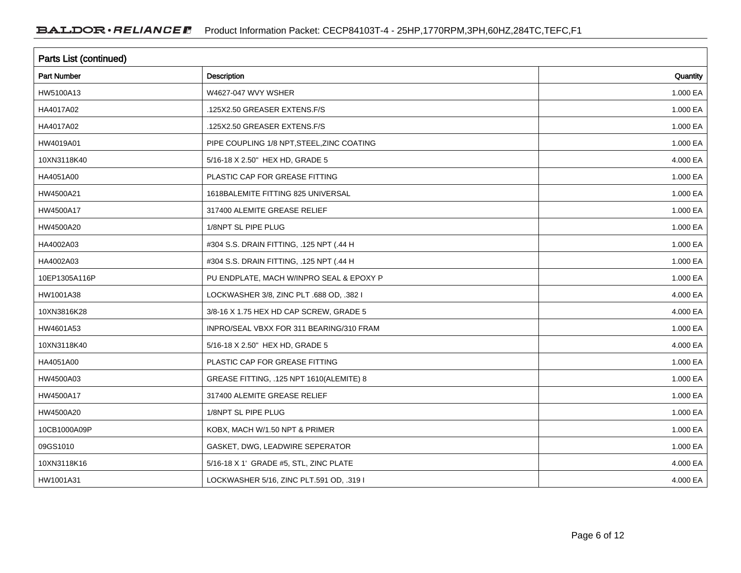## Parts List (continued)

| Part Number | Description | Quantity |
|---|---|---|
| HW5100A13 | W4627-047 WVY WSHER | 1.000 EA |
| HA4017A02 | .125X2.50 GREASER EXTENS.F/S | 1.000 EA |
| HA4017A02 | .125X2.50 GREASER EXTENS.F/S | 1.000 EA |
| HW4019A01 | PIPE COUPLING 1/8 NPT,STEEL,ZINC COATING | 1.000 EA |
| 10XN3118K40 | 5/16-18 X 2.50" HEX HD, GRADE 5 | 4.000 EA |
| HA4051A00 | PLASTIC CAP FOR GREASE FITTING | 1.000 EA |
| HW4500A21 | 1618BALEMITE FITTING 825 UNIVERSAL | 1.000 EA |
| HW4500A17 | 317400 ALEMITE GREASE RELIEF | 1.000 EA |
| HW4500A20 | 1/8NPT SL PIPE PLUG | 1.000 EA |
| HA4002A03 | #304 S.S. DRAIN FITTING, .125 NPT (.44 H | 1.000 EA |
| HA4002A03 | #304 S.S. DRAIN FITTING, .125 NPT (.44 H | 1.000 EA |
| 10EP1305A116P | PU ENDPLATE, MACH W/INPRO SEAL & EPOXY P | 1.000 EA |
| HW1001A38 | LOCKWASHER 3/8, ZINC PLT .688 OD, .382 I | 4.000 EA |
| 10XN3816K28 | 3/8-16 X 1.75 HEX HD CAP SCREW, GRADE 5 | 4.000 EA |
| HW4601A53 | INPRO/SEAL VBXX FOR 311 BEARING/310 FRAM | 1.000 EA |
| 10XN3118K40 | 5/16-18 X 2.50" HEX HD, GRADE 5 | 4.000 EA |
| HA4051A00 | PLASTIC CAP FOR GREASE FITTING | 1.000 EA |
| HW4500A03 | GREASE FITTING, .125 NPT 1610(ALEMITE) 8 | 1.000 EA |
| HW4500A17 | 317400 ALEMITE GREASE RELIEF | 1.000 EA |
| HW4500A20 | 1/8NPT SL PIPE PLUG | 1.000 EA |
| 10CB1000A09P | KOBX, MACH W/1.50 NPT & PRIMER | 1.000 EA |
| 09GS1010 | GASKET, DWG, LEADWIRE SEPERATOR | 1.000 EA |
| 10XN3118K16 | 5/16-18 X 1' GRADE #5, STL, ZINC PLATE | 4.000 EA |
| HW1001A31 | LOCKWASHER 5/16, ZINC PLT.591 OD, .319 I | 4.000 EA |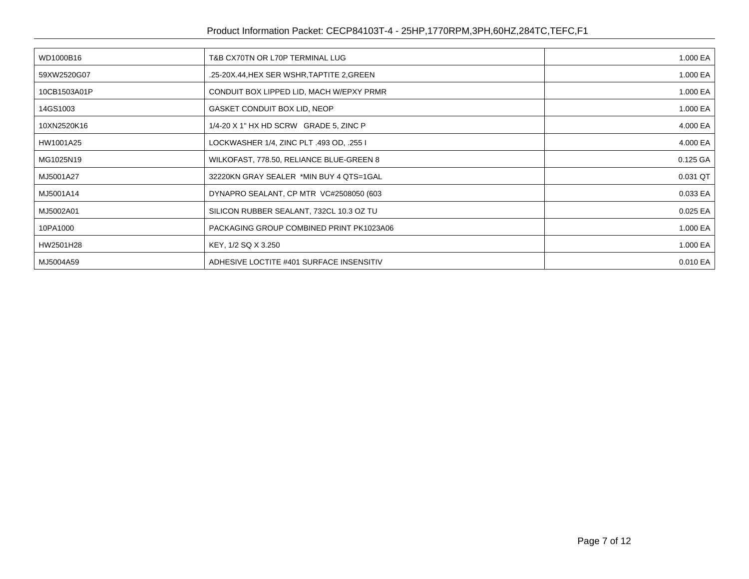| | | |
|---|---|---|
| WD1000B16 | T&B CX70TN OR L70P TERMINAL LUG | 1.000 EA |
| 59XW2520G07 | .25-20X.44,HEX SER WSHR,TAPTITE 2,GREEN | 1.000 EA |
| 10CB1503A01P | CONDUIT BOX LIPPED LID, MACH W/EPXY PRMR | 1.000 EA |
| 14GS1003 | GASKET CONDUIT BOX LID, NEOP | 1.000 EA |
| 10XN2520K16 | 1/4-20 X 1" HX HD SCRW GRADE 5, ZINC P | 4.000 EA |
| HW1001A25 | LOCKWASHER 1/4, ZINC PLT .493 OD, .255 I | 4.000 EA |
| MG1025N19 | WILKOFAST, 778.50, RELIANCE BLUE-GREEN 8 | 0.125 GA |
| MJ5001A27 | 32220KN GRAY SEALER *MIN BUY 4 QTS=1GAL | 0.031 QT |
| MJ5001A14 | DYNAPRO SEALANT, CP MTR VC#2508050 (603 | 0.033 EA |
| MJ5002A01 | SILICON RUBBER SEALANT, 732CL 10.3 OZ TU | 0.025 EA |
| 10PA1000 | PACKAGING GROUP COMBINED PRINT PK1023A06 | 1.000 EA |
| HW2501H28 | KEY, 1/2 SQ X 3.250 | 1.000 EA |
| MJ5004A59 | ADHESIVE LOCTITE #401 SURFACE INSENSITIV | 0.010 EA |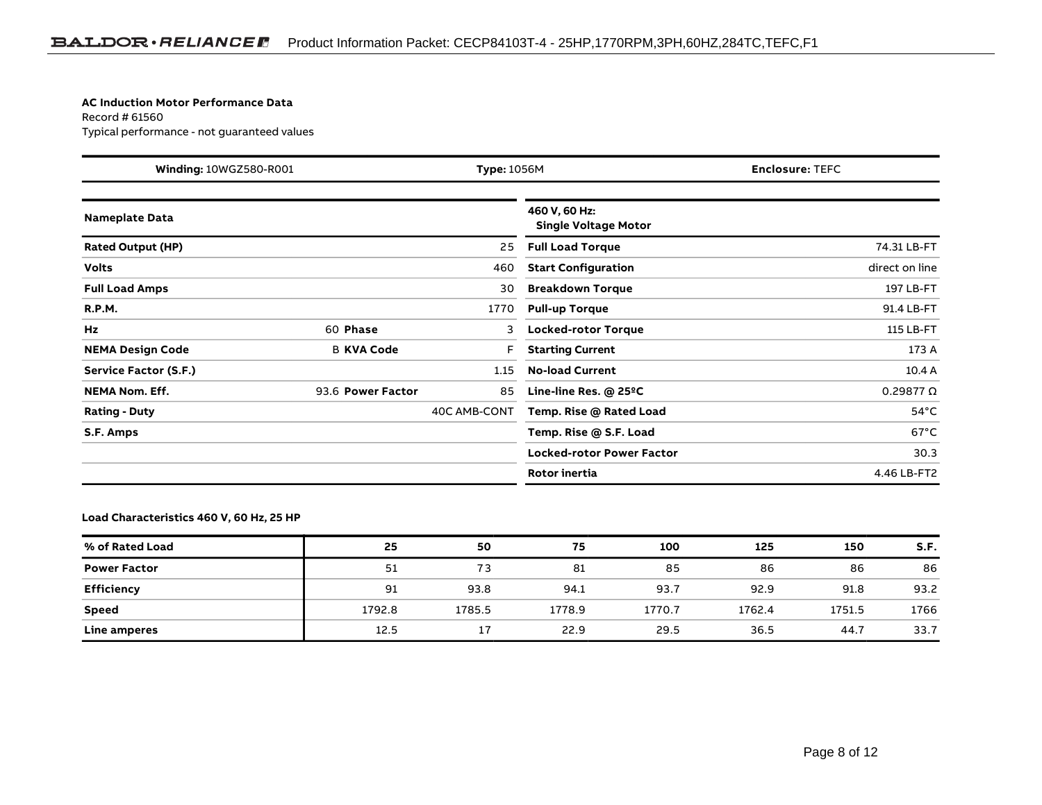**AC Induction Motor Performance Data**
Record # 61560
Typical performance - not guaranteed values

| **Winding:** 10WGZ580-R001 | **Type:** 1056M | **Enclosure:** TEFC |
|---|---|---|

| **Nameplate Data** | | | | **460 V, 60 Hz: Single Voltage Motor** | |
|---|---|---|---|---|---|
| **Rated Output (HP)** | | | 25 | **Full Load Torque** | 74.31 LB-FT |
| **Volts** | | | 460 | **Start Configuration** | direct on line |
| **Full Load Amps** | | | 30 | **Breakdown Torque** | 197 LB-FT |
| **R.P.M.** | | | 1770 | **Pull-up Torque** | 91.4 LB-FT |
| **Hz** | 60 | **Phase** | 3 | **Locked-rotor Torque** | 115 LB-FT |
| **NEMA Design Code** | B | **KVA Code** | F | **Starting Current** | 173 A |
| **Service Factor (S.F.)** | | | 1.15 | **No-load Current** | 10.4 A |
| **NEMA Nom. Eff.** | 93.6 | **Power Factor** | 85 | **Line-line Res. @ 25ºC** | 0.29877 Ω |
| **Rating - Duty** | | | 40C AMB-CONT | **Temp. Rise @ Rated Load** | 54°C |
| **S.F. Amps** | | | | **Temp. Rise @ S.F. Load** | 67°C |
| | | | | **Locked-rotor Power Factor** | 30.3 |
| | | | | **Rotor inertia** | 4.46 LB-FT2 |

**Load Characteristics 460 V, 60 Hz, 25 HP**

| **% of Rated Load** | **25** | **50** | **75** | **100** | **125** | **150** | **S.F.** |
|---|---|---|---|---|---|---|---|
| **Power Factor** | 51 | 73 | 81 | 85 | 86 | 86 | 86 |
| **Efficiency** | 91 | 93.8 | 94.1 | 93.7 | 92.9 | 91.8 | 93.2 |
| **Speed** | 1792.8 | 1785.5 | 1778.9 | 1770.7 | 1762.4 | 1751.5 | 1766 |
| **Line amperes** | 12.5 | 17 | 22.9 | 29.5 | 36.5 | 44.7 | 33.7 |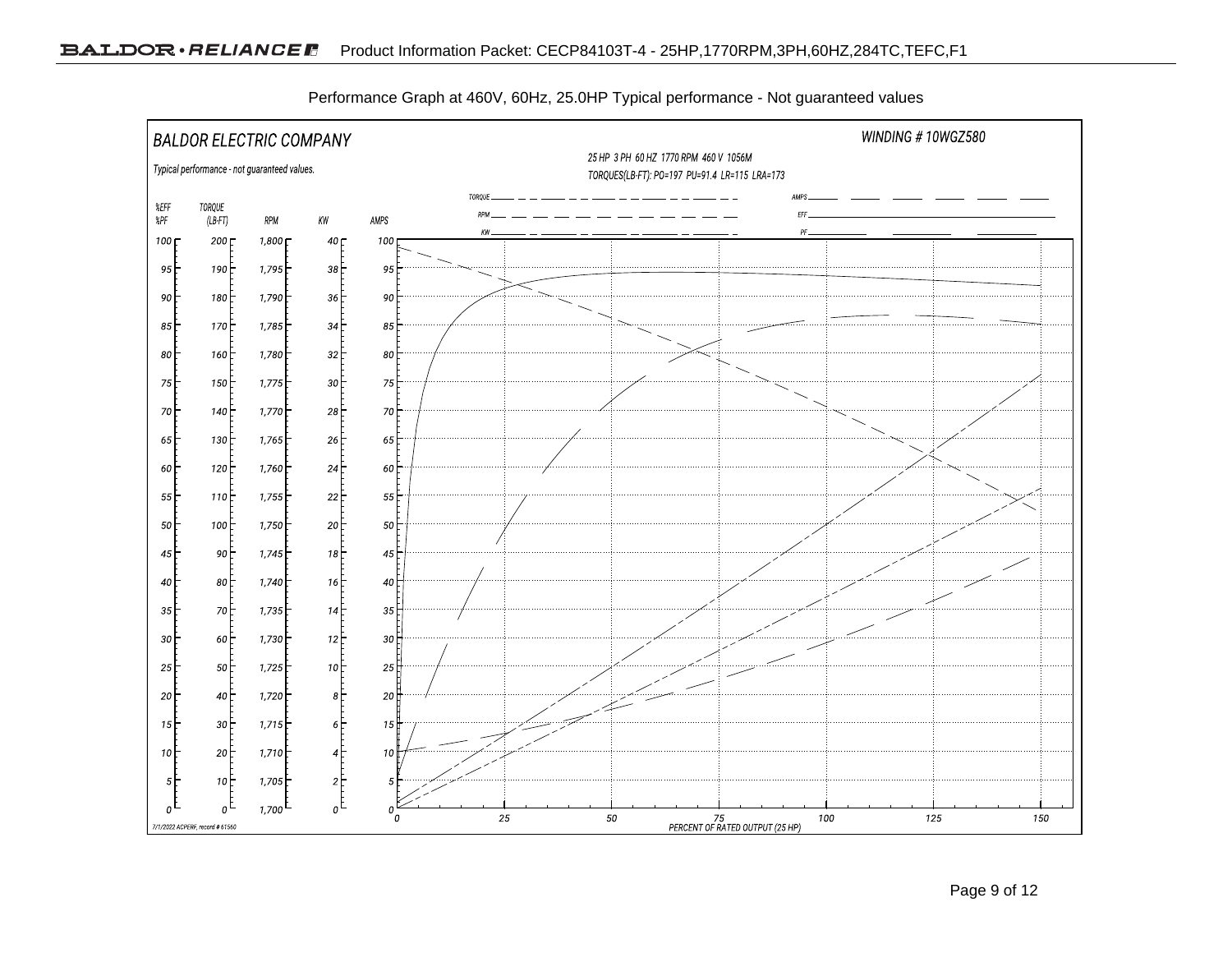Performance Graph at 460V, 60Hz, 25.0HP Typical performance - Not guaranteed values

**BALDOR ELECTRIC COMPANY**

*Typical performance - not guaranteed values.*

**WINDING # 10WGZ580**

25 HP 3 PH 60 HZ 1770 RPM 460 V 1056M

TORQUES(LB-FT): PO=197 PU=91.4 LR=115 LRA=173

Legend: TORQUE, RPM, KW, AMPS, EFF, PF

| %EFF %PF | TORQUE (LB-FT) | RPM | KW | AMPS |
|---|---|---|---|---|
| 100 | 200 | 1,800 | 40 | 100 |
| 95 | 190 | 1,795 | 38 | 95 |
| 90 | 180 | 1,790 | 36 | 90 |
| 85 | 170 | 1,785 | 34 | 85 |
| 80 | 160 | 1,780 | 32 | 80 |
| 75 | 150 | 1,775 | 30 | 75 |
| 70 | 140 | 1,770 | 28 | 70 |
| 65 | 130 | 1,765 | 26 | 65 |
| 60 | 120 | 1,760 | 24 | 60 |
| 55 | 110 | 1,755 | 22 | 55 |
| 50 | 100 | 1,750 | 20 | 50 |
| 45 | 90 | 1,745 | 18 | 45 |
| 40 | 80 | 1,740 | 16 | 40 |
| 35 | 70 | 1,735 | 14 | 35 |
| 30 | 60 | 1,730 | 12 | 30 |
| 25 | 50 | 1,725 | 10 | 25 |
| 20 | 40 | 1,720 | 8 | 20 |
| 15 | 30 | 1,715 | 6 | 15 |
| 10 | 20 | 1,710 | 4 | 10 |
| 5 | 10 | 1,705 | 2 | 5 |
| 0 | 0 | 1,700 | 0 | 0 |

X-axis: 0, 25, 50, 75, 100, 125, 150 — PERCENT OF RATED OUTPUT (25 HP)

7/1/2022 ACPERF, record # 61560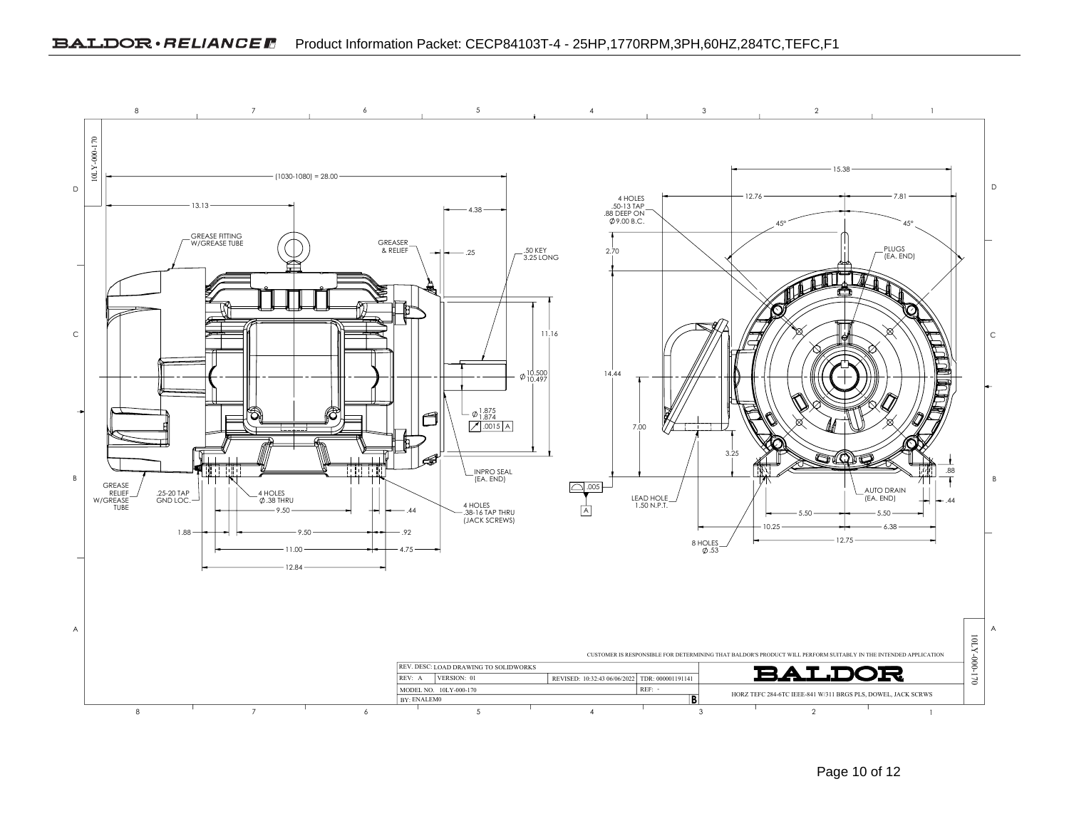Product Information Packet: CECP84103T-4 - 25HP,1770RPM,3PH,60HZ,284TC,TEFC,F1

(1030-1080) = 28.00

13.13

4.38

GREASE FITTING W/GREASE TUBE

GREASER & RELIEF

.25

.50 KEY 3.25 LONG

11.16

Ø 10.500 / 10.497

Ø 1.875 / 1.874

.0015 A

INPRO SEAL (EA. END)

GREASE RELIEF W/GREASE TUBE

.25-20 TAP GND LOC.

4 HOLES Ø .38 THRU

9.50

.44

4 HOLES .38-16 TAP THRU (JACK SCREWS)

1.88

9.50

.92

11.00

4.75

12.84

4 HOLES .50-13 TAP .88 DEEP ON Ø 9.00 B.C.

15.38

12.76

7.81

45°

45°

2.70

PLUGS (EA. END)

14.44

7.00

3.25

.005

A

LEAD HOLE 1.50 N.P.T.

8 HOLES Ø .53

AUTO DRAIN (EA. END)

.88

.44

5.50

5.50

10.25

6.38

12.75

CUSTOMER IS RESPONSIBLE FOR DETERMINING THAT BALDOR'S PRODUCT WILL PERFORM SUITABLY IN THE INTENDED APPLICATION

| REV. DESC: LOAD DRAWING TO SOLIDWORKS | | | |
|---|---|---|---|
| REV: A | VERSION: 01 | REVISED: 10:32:43 06/06/2022 | TDR: 000001191141 |
| MODEL NO. 10LY-000-170 | | | REF: - |
| BY: ENALEM0 | | | B |

BALDOR

HORZ TEFC 284-6TC IEEE-841 W/311 BRGS PLS, DOWEL, JACK SCRWS

10LY-000-170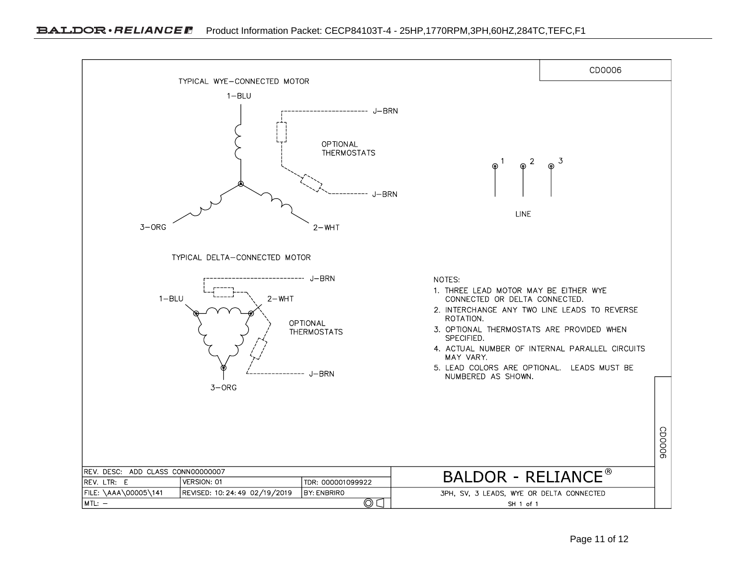CD0006

TYPICAL WYE–CONNECTED MOTOR

1–BLU

J–BRN

OPTIONAL THERMOSTATS

J–BRN

3–ORG

2–WHT

1 2 3

LINE

TYPICAL DELTA–CONNECTED MOTOR

J–BRN

1–BLU

2–WHT

OPTIONAL THERMOSTATS

J–BRN

3–ORG

NOTES:

1. THREE LEAD MOTOR MAY BE EITHER WYE CONNECTED OR DELTA CONNECTED.
2. INTERCHANGE ANY TWO LINE LEADS TO REVERSE ROTATION.
3. OPTIONAL THERMOSTATS ARE PROVIDED WHEN SPECIFIED.
4. ACTUAL NUMBER OF INTERNAL PARALLEL CIRCUITS MAY VARY.
5. LEAD COLORS ARE OPTIONAL. LEADS MUST BE NUMBERED AS SHOWN.

CD0006

| REV. DESC: ADD CLASS CONN00000007 | | | BALDOR - RELIANCE® |
|---|---|---|---|
| REV. LTR: E | VERSION: 01 | TDR: 000001099922 | |
| FILE: \AAA\00005\141 | REVISED: 10:24:49 02/19/2019 | BY: ENBRIRO | 3PH, SV, 3 LEADS, WYE OR DELTA CONNECTED |
| MTL: – | | | SH 1 of 1 |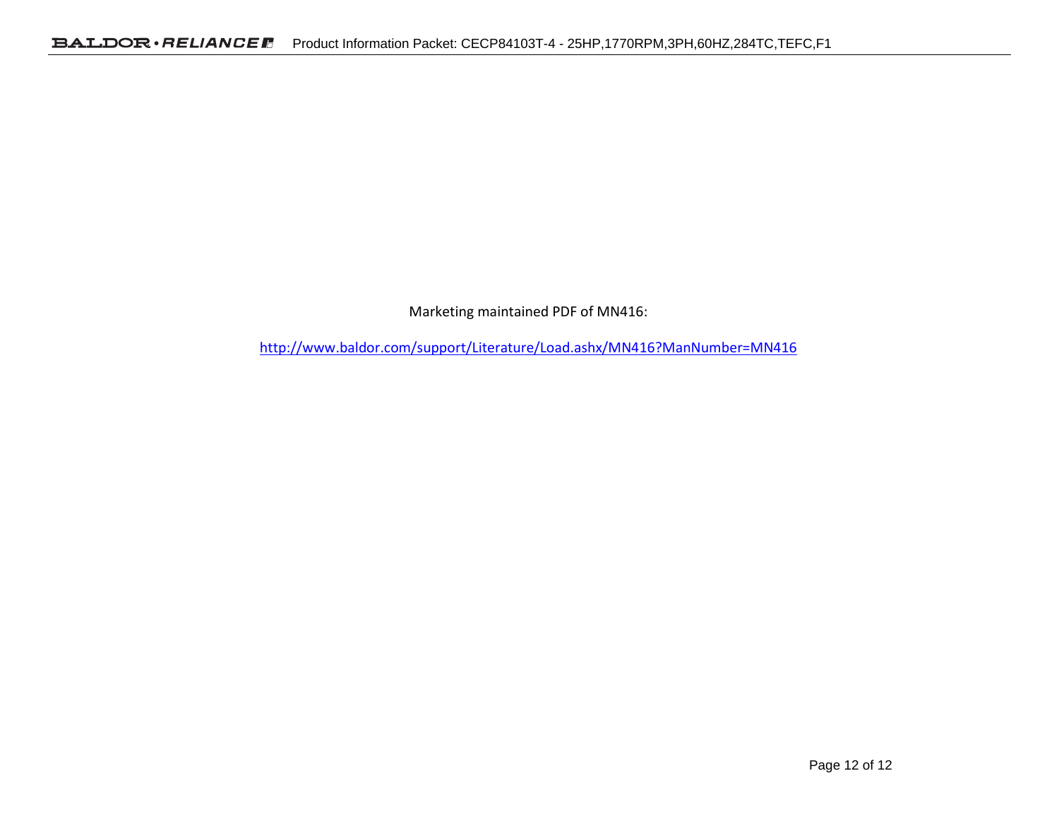Marketing maintained PDF of MN416:

http://www.baldor.com/support/Literature/Load.ashx/MN416?ManNumber=MN416